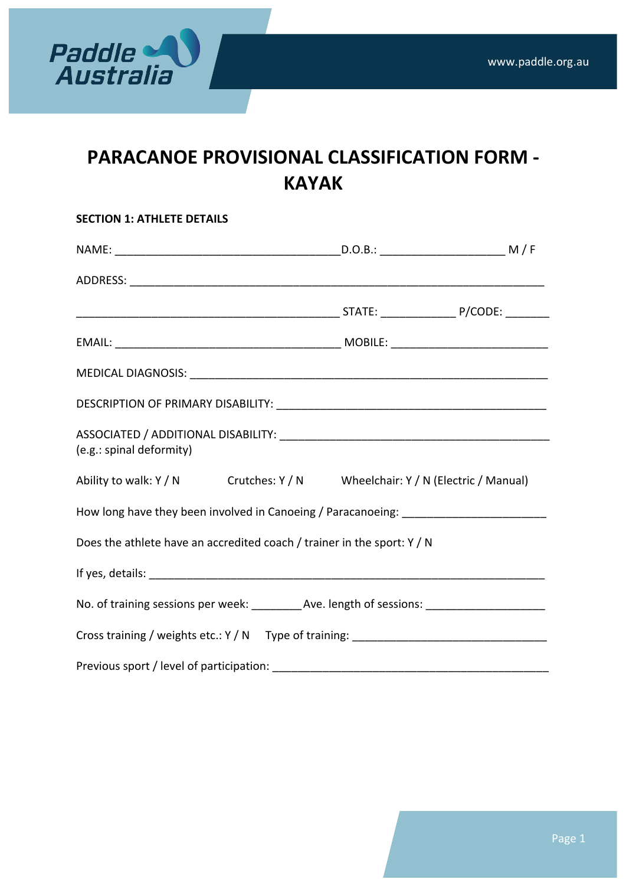# PARACANOE PROVISIONAL CLASSIFICATION FORM - KAYAK

**SECTION 1: ATHLETE DETAILS**

NAME: ___________________________________D.O.B.: __________________ M / F

ADDRESS: _______________________________________________________________

_________________________________________ STATE: ___________ P/CODE: _______

EMAIL: ___________________________________ MOBILE: ________________________

MEDICAL DIAGNOSIS: ______________________________________________________

DESCRIPTION OF PRIMARY DISABILITY: ________________________________________

ASSOCIATED / ADDITIONAL DISABILITY: _________________________________________
(e.g.: spinal deformity)

Ability to walk: Y / N Crutches: Y / N Wheelchair: Y / N (Electric / Manual)

How long have they been involved in Canoeing / Paracanoeing: ______________________

Does the athlete have an accredited coach / trainer in the sport: Y / N

If yes, details: _____________________________________________________________

No. of training sessions per week: ________Ave. length of sessions: __________________

Cross training / weights etc.: Y / N Type of training: ______________________________

Previous sport / level of participation: __________________________________________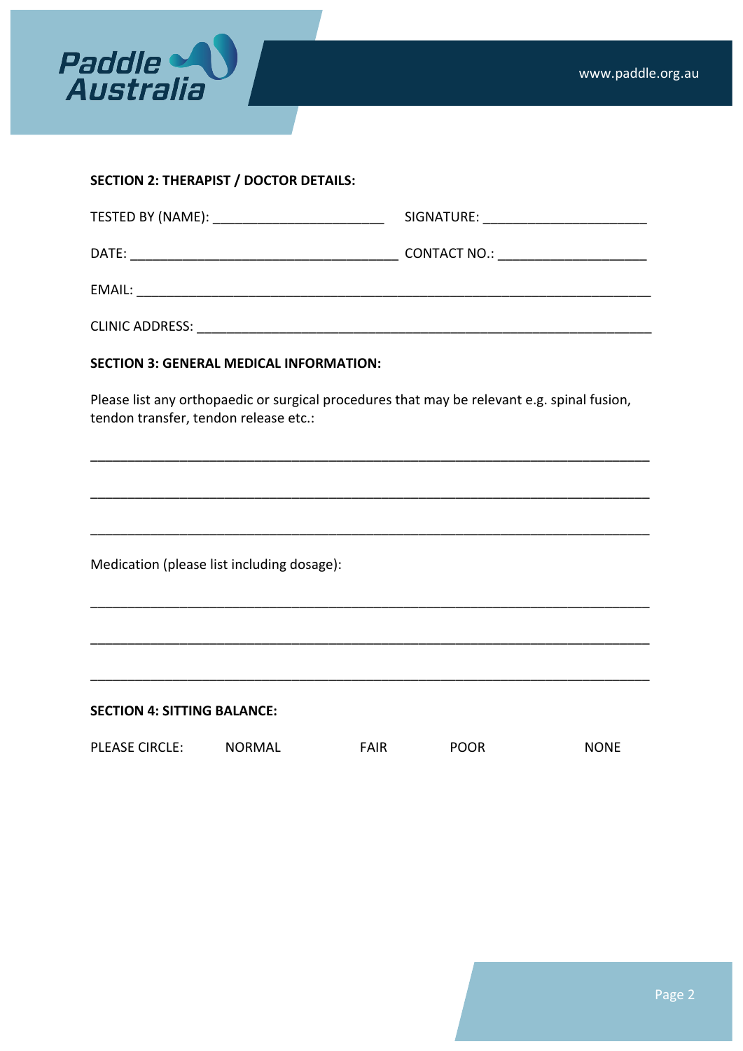**SECTION 2: THERAPIST / DOCTOR DETAILS:**

TESTED BY (NAME): ______________________ SIGNATURE: _____________________

DATE: __________________________________ CONTACT NO.: ___________________

EMAIL: ___________________________________________________________________

CLINIC ADDRESS: ___________________________________________________________

**SECTION 3: GENERAL MEDICAL INFORMATION:**

Please list any orthopaedic or surgical procedures that may be relevant e.g. spinal fusion, tendon transfer, tendon release etc.:

___________________________________________________________________________

___________________________________________________________________________

___________________________________________________________________________

Medication (please list including dosage):

___________________________________________________________________________

___________________________________________________________________________

___________________________________________________________________________

**SECTION 4: SITTING BALANCE:**

PLEASE CIRCLE: NORMAL FAIR POOR NONE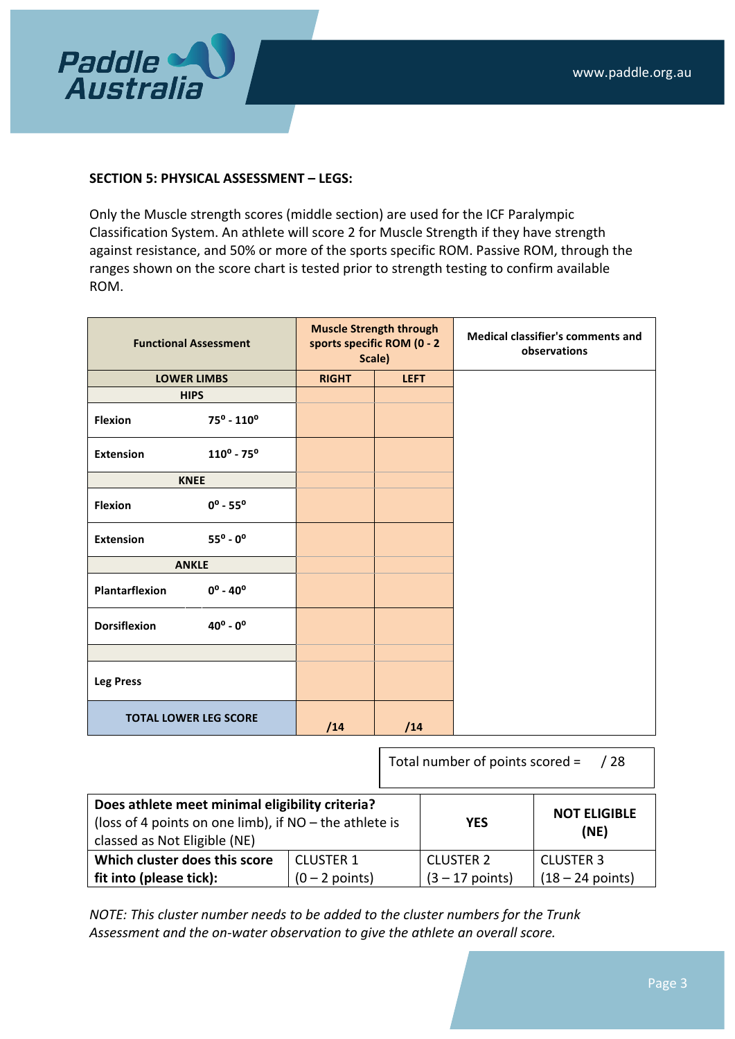**SECTION 5: PHYSICAL ASSESSMENT – LEGS:**

Only the Muscle strength scores (middle section) are used for the ICF Paralympic Classification System. An athlete will score 2 for Muscle Strength if they have strength against resistance, and 50% or more of the sports specific ROM. Passive ROM, through the ranges shown on the score chart is tested prior to strength testing to confirm available ROM.

| Functional Assessment | | Muscle Strength through sports specific ROM (0 - 2 Scale) | | Medical classifier's comments and observations |
|---|---|---|---|---|
| **LOWER LIMBS** | | **RIGHT** | **LEFT** | |
| **HIPS** | | | | |
| **Flexion** | **$75^{o}$ - $110^{o}$** | | | |
| **Extension** | **$110^{o}$ - $75^{o}$** | | | |
| **KNEE** | | | | |
| **Flexion** | **$0^{o}$ - $55^{o}$** | | | |
| **Extension** | **$55^{o}$ - $0^{o}$** | | | |
| **ANKLE** | | | | |
| **Plantarflexion** | **$0^{o}$ - $40^{o}$** | | | |
| **Dorsiflexion** | **$40^{o}$ - $0^{o}$** | | | |
| | | | | |
| **Leg Press** | | | | |
| **TOTAL LOWER LEG SCORE** | | **/14** | **/14** | |

Total number of points scored = / 28

| **Does athlete meet minimal eligibility criteria?** (loss of 4 points on one limb), if NO – the athlete is classed as Not Eligible (NE) | | **YES** | **NOT ELIGIBLE (NE)** |
|---|---|---|---|
| **Which cluster does this score fit into (please tick):** | CLUSTER 1 (0 – 2 points) | CLUSTER 2 (3 – 17 points) | CLUSTER 3 (18 – 24 points) |

*NOTE: This cluster number needs to be added to the cluster numbers for the Trunk Assessment and the on-water observation to give the athlete an overall score.*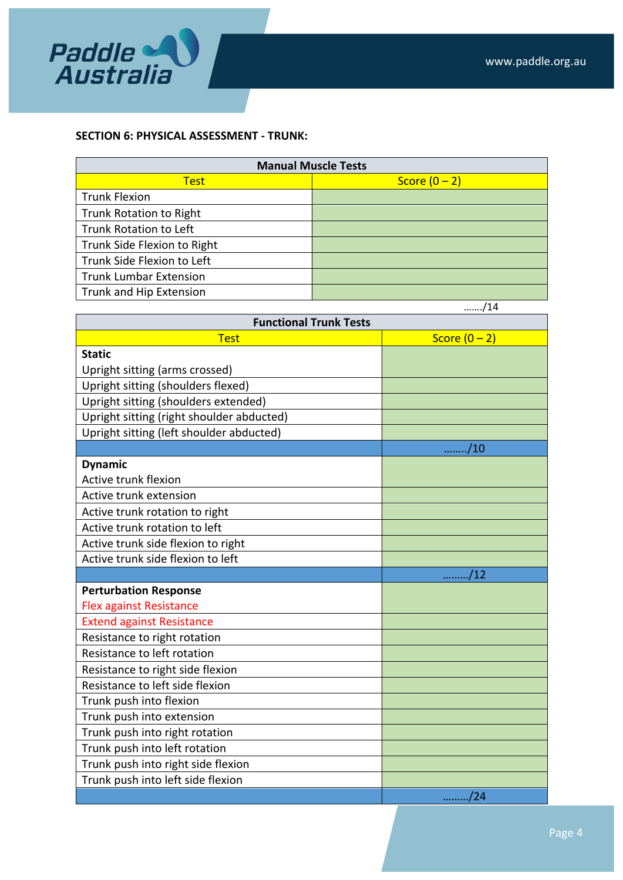**SECTION 6: PHYSICAL ASSESSMENT - TRUNK:**

| Manual Muscle Tests | |
|---|---|
| Test | Score (0 – 2) |
| Trunk Flexion | |
| Trunk Rotation to Right | |
| Trunk Rotation to Left | |
| Trunk Side Flexion to Right | |
| Trunk Side Flexion to Left | |
| Trunk Lumbar Extension | |
| Trunk and Hip Extension | |

……./14

| Functional Trunk Tests | |
|---|---|
| Test | Score (0 – 2) |
| **Static**<br>Upright sitting (arms crossed) | |
| Upright sitting (shoulders flexed) | |
| Upright sitting (shoulders extended) | |
| Upright sitting (right shoulder abducted) | |
| Upright sitting (left shoulder abducted) | |
| | ……../10 |
| **Dynamic**<br>Active trunk flexion | |
| Active trunk extension | |
| Active trunk rotation to right | |
| Active trunk rotation to left | |
| Active trunk side flexion to right | |
| Active trunk side flexion to left | |
| | ………/12 |
| **Perturbation Response**<br>Flex against Resistance | |
| Extend against Resistance | |
| Resistance to right rotation | |
| Resistance to left rotation | |
| Resistance to right side flexion | |
| Resistance to left side flexion | |
| Trunk push into flexion | |
| Trunk push into extension | |
| Trunk push into right rotation | |
| Trunk push into left rotation | |
| Trunk push into right side flexion | |
| Trunk push into left side flexion | |
| | ………/24 |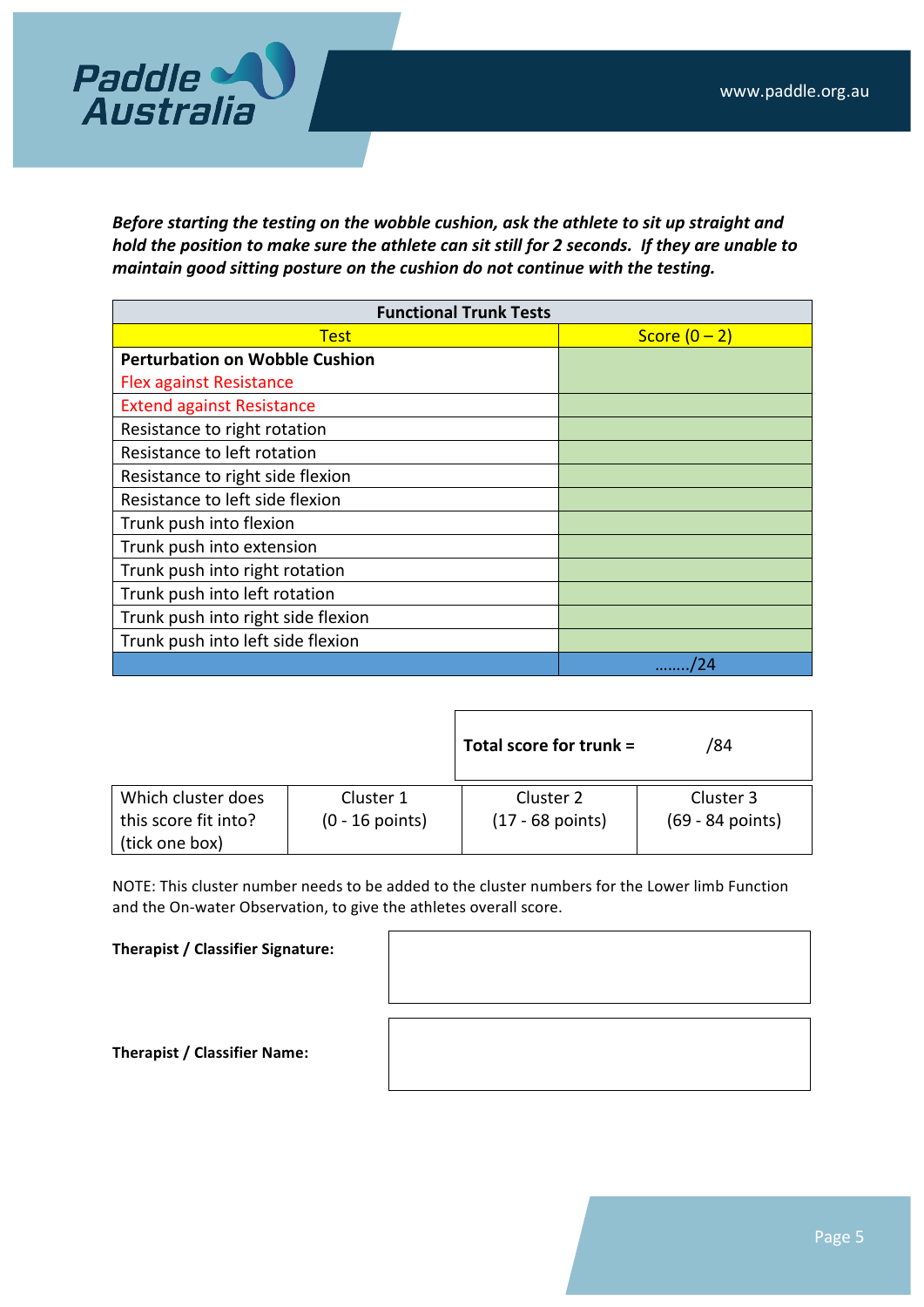***Before starting the testing on the wobble cushion, ask the athlete to sit up straight and hold the position to make sure the athlete can sit still for 2 seconds. If they are unable to maintain good sitting posture on the cushion do not continue with the testing.***

| **Functional Trunk Tests** | |
|---|---|
| Test | Score (0 – 2) |
| **Perturbation on Wobble Cushion**<br>Flex against Resistance | |
| Extend against Resistance | |
| Resistance to right rotation | |
| Resistance to left rotation | |
| Resistance to right side flexion | |
| Resistance to left side flexion | |
| Trunk push into flexion | |
| Trunk push into extension | |
| Trunk push into right rotation | |
| Trunk push into left rotation | |
| Trunk push into right side flexion | |
| Trunk push into left side flexion | |
| | ……../24 |

**Total score for trunk =** /84

| Which cluster does this score fit into? (tick one box) | Cluster 1 (0 - 16 points) | Cluster 2 (17 - 68 points) | Cluster 3 (69 - 84 points) |
|---|---|---|---|

NOTE: This cluster number needs to be added to the cluster numbers for the Lower limb Function and the On-water Observation, to give the athletes overall score.

**Therapist / Classifier Signature:**

**Therapist / Classifier Name:**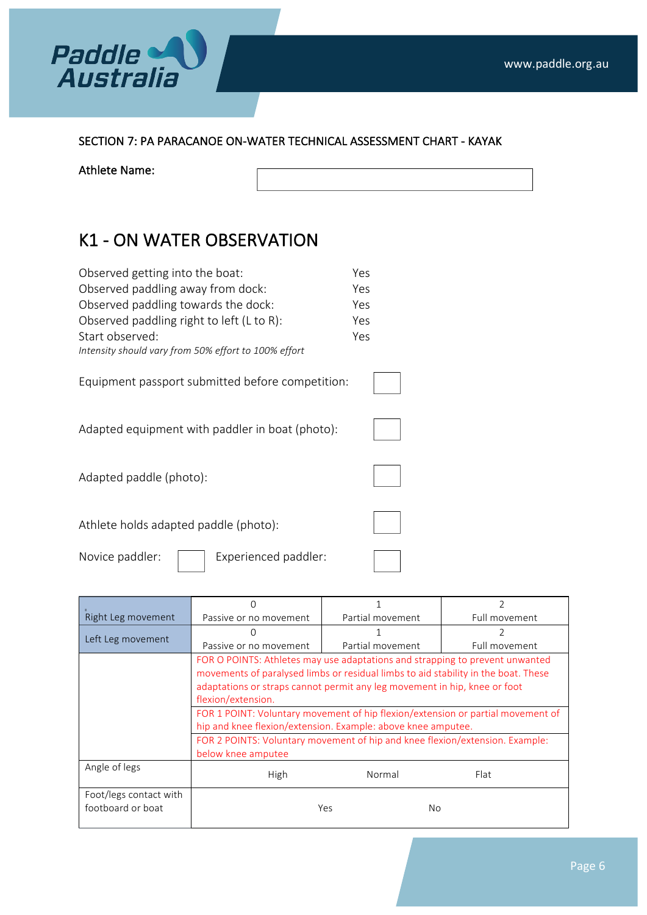SECTION 7: PA PARACANOE ON-WATER TECHNICAL ASSESSMENT CHART - KAYAK

**Athlete Name:**

# K1 - ON WATER OBSERVATION

| | |
|---|---|
| Observed getting into the boat: | Yes |
| Observed paddling away from dock: | Yes |
| Observed paddling towards the dock: | Yes |
| Observed paddling right to left (L to R): | Yes |
| Start observed: | Yes |

*Intensity should vary from 50% effort to 100% effort*

Equipment passport submitted before competition: ☐

Adapted equipment with paddler in boat (photo): ☐

Adapted paddle (photo): ☐

Athlete holds adapted paddle (photo): ☐

Novice paddler: ☐ Experienced paddler: ☐

| | | | |
|---|---|---|---|
| Right Leg movement | 0<br>Passive or no movement | 1<br>Partial movement | 2<br>Full movement |
| Left Leg movement | 0<br>Passive or no movement | 1<br>Partial movement | 2<br>Full movement |
| | FOR O POINTS: Athletes may use adaptations and strapping to prevent unwanted movements of paralysed limbs or residual limbs to aid stability in the boat. These adaptations or straps cannot permit any leg movement in hip, knee or foot flexion/extension. | | |
| | FOR 1 POINT: Voluntary movement of hip flexion/extension or partial movement of hip and knee flexion/extension. Example: above knee amputee. | | |
| | FOR 2 POINTS: Voluntary movement of hip and knee flexion/extension. Example: below knee amputee | | |
| Angle of legs | High | Normal | Flat |
| Foot/legs contact with footboard or boat | Yes | No | |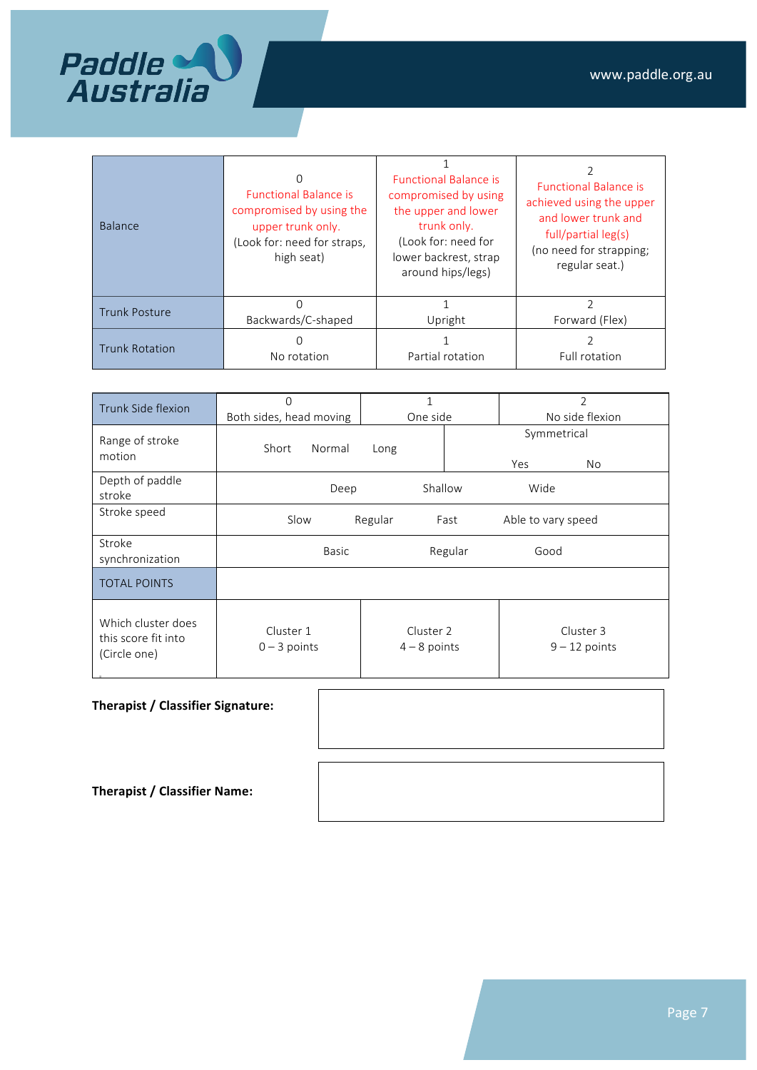| | | | |
|---|---|---|---|
| Balance | 0<br>Functional Balance is compromised by using the upper trunk only.<br>(Look for: need for straps, high seat) | 1<br>Functional Balance is compromised by using the upper and lower trunk only.<br>(Look for: need for lower backrest, strap around hips/legs) | 2<br>Functional Balance is achieved using the upper and lower trunk and full/partial leg(s)<br>(no need for strapping; regular seat.) |
| Trunk Posture | 0<br>Backwards/C-shaped | 1<br>Upright | 2<br>Forward (Flex) |
| Trunk Rotation | 0<br>No rotation | 1<br>Partial rotation | 2<br>Full rotation |

| | | | |
|---|---|---|---|
| Trunk Side flexion | 0<br>Both sides, head moving | 1<br>One side | 2<br>No side flexion |
| Range of stroke motion | Short Normal Long | | Symmetrical<br>Yes No |
| Depth of paddle stroke | Deep | Shallow | Wide |
| Stroke speed | Slow Regular | Fast | Able to vary speed |
| Stroke synchronization | Basic | Regular | Good |
| TOTAL POINTS | | | |
| Which cluster does this score fit into (Circle one) | Cluster 1<br>0 – 3 points | Cluster 2<br>4 – 8 points | Cluster 3<br>9 – 12 points |

**Therapist / Classifier Signature:**

**Therapist / Classifier Name:**